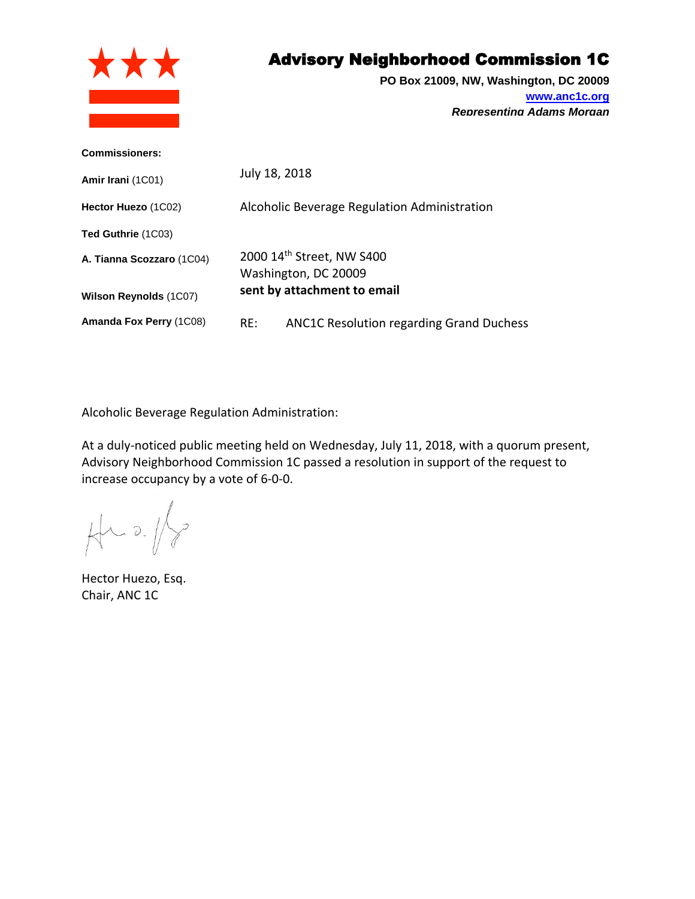# Advisory Neighborhood Commission 1C

**PO Box 21009, NW, Washington, DC 20009**
**www.anc1c.org**
***Representing Adams Morgan***

**Commissioners:**

**Amir Irani** (1C01)

**Hector Huezo** (1C02)

**Ted Guthrie** (1C03)

**A. Tianna Scozzaro** (1C04)

**Wilson Reynolds** (1C07)

**Amanda Fox Perry** (1C08)

July 18, 2018

Alcoholic Beverage Regulation Administration

2000 14th Street, NW S400
Washington, DC 20009
**sent by attachment to email**

RE: ANC1C Resolution regarding Grand Duchess

Alcoholic Beverage Regulation Administration:

At a duly-noticed public meeting held on Wednesday, July 11, 2018, with a quorum present, Advisory Neighborhood Commission 1C passed a resolution in support of the request to increase occupancy by a vote of 6-0-0.

Hector Huezo, Esq.
Chair, ANC 1C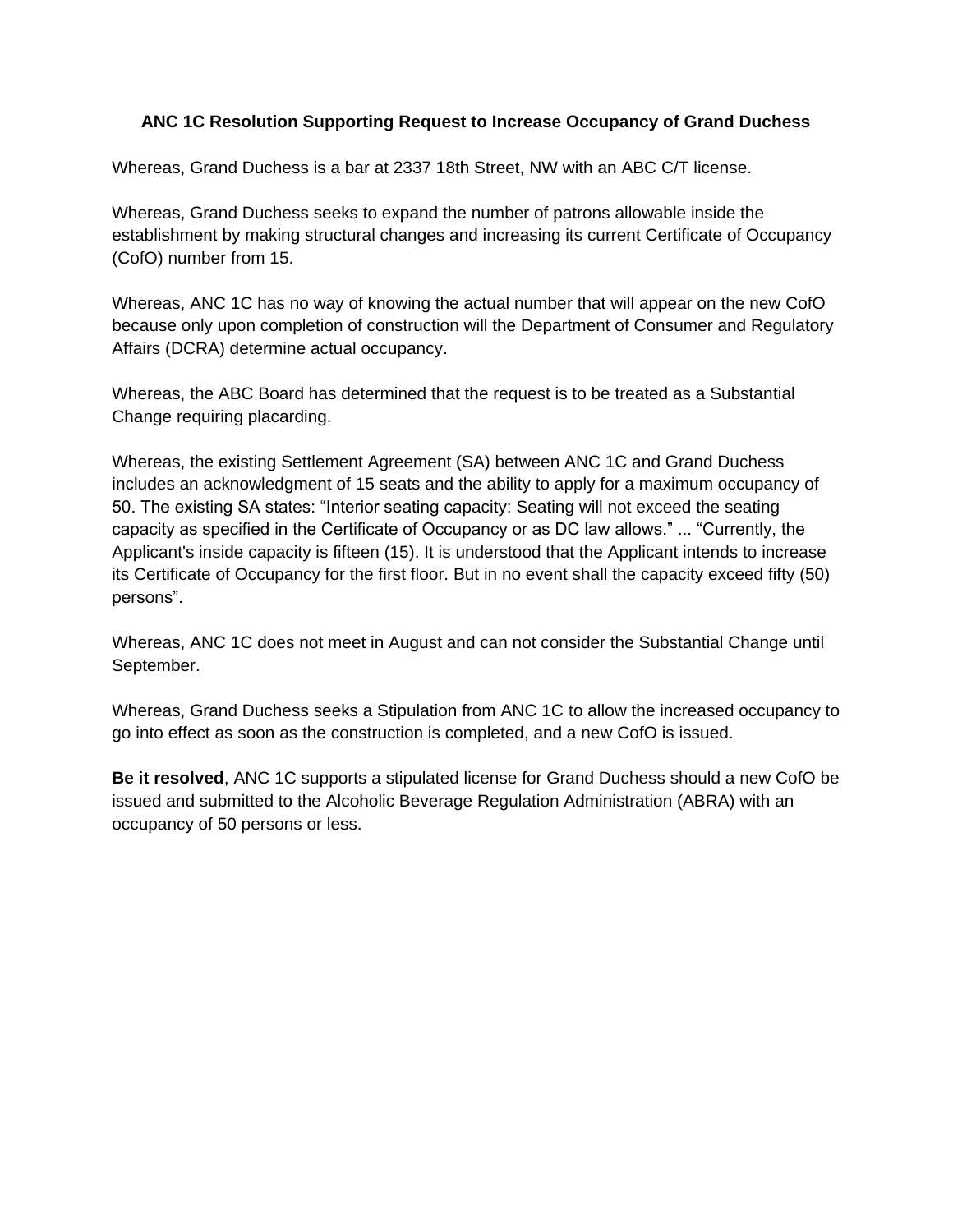**ANC 1C Resolution Supporting Request to Increase Occupancy of Grand Duchess**

Whereas, Grand Duchess is a bar at 2337 18th Street, NW with an ABC C/T license.

Whereas, Grand Duchess seeks to expand the number of patrons allowable inside the establishment by making structural changes and increasing its current Certificate of Occupancy (CofO) number from 15.

Whereas, ANC 1C has no way of knowing the actual number that will appear on the new CofO because only upon completion of construction will the Department of Consumer and Regulatory Affairs (DCRA) determine actual occupancy.

Whereas, the ABC Board has determined that the request is to be treated as a Substantial Change requiring placarding.

Whereas, the existing Settlement Agreement (SA) between ANC 1C and Grand Duchess includes an acknowledgment of 15 seats and the ability to apply for a maximum occupancy of 50. The existing SA states: "Interior seating capacity: Seating will not exceed the seating capacity as specified in the Certificate of Occupancy or as DC law allows." ... "Currently, the Applicant's inside capacity is fifteen (15). It is understood that the Applicant intends to increase its Certificate of Occupancy for the first floor. But in no event shall the capacity exceed fifty (50) persons".

Whereas, ANC 1C does not meet in August and can not consider the Substantial Change until September.

Whereas, Grand Duchess seeks a Stipulation from ANC 1C to allow the increased occupancy to go into effect as soon as the construction is completed, and a new CofO is issued.

**Be it resolved**, ANC 1C supports a stipulated license for Grand Duchess should a new CofO be issued and submitted to the Alcoholic Beverage Regulation Administration (ABRA) with an occupancy of 50 persons or less.